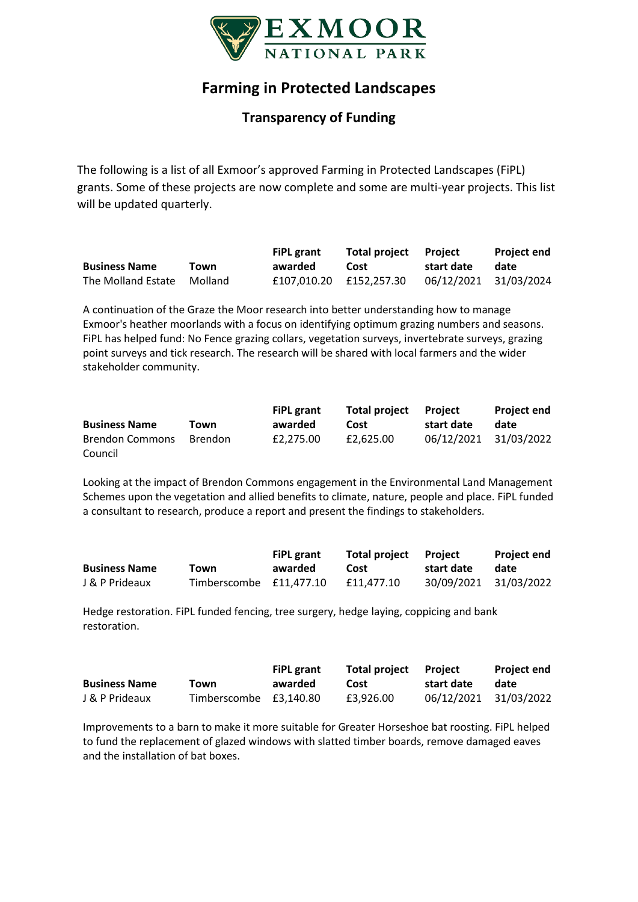# Farming in Protected Landscapes

## Transparency of Funding

The following is a list of all Exmoor's approved Farming in Protected Landscapes (FiPL) grants. Some of these projects are now complete and some are multi-year projects. This list will be updated quarterly.

| Business Name | Town | FiPL grant awarded | Total project Cost | Project start date | Project end date |
|---|---|---|---|---|---|
| The Molland Estate | Molland | £107,010.20 | £152,257.30 | 06/12/2021 | 31/03/2024 |

A continuation of the Graze the Moor research into better understanding how to manage Exmoor's heather moorlands with a focus on identifying optimum grazing numbers and seasons. FiPL has helped fund: No Fence grazing collars, vegetation surveys, invertebrate surveys, grazing point surveys and tick research. The research will be shared with local farmers and the wider stakeholder community.

| Business Name | Town | FiPL grant awarded | Total project Cost | Project start date | Project end date |
|---|---|---|---|---|---|
| Brendon Commons Council | Brendon | £2,275.00 | £2,625.00 | 06/12/2021 | 31/03/2022 |

Looking at the impact of Brendon Commons engagement in the Environmental Land Management Schemes upon the vegetation and allied benefits to climate, nature, people and place. FiPL funded a consultant to research, produce a report and present the findings to stakeholders.

| Business Name | Town | FiPL grant awarded | Total project Cost | Project start date | Project end date |
|---|---|---|---|---|---|
| J & P Prideaux | Timberscombe | £11,477.10 | £11,477.10 | 30/09/2021 | 31/03/2022 |

Hedge restoration. FiPL funded fencing, tree surgery, hedge laying, coppicing and bank restoration.

| Business Name | Town | FiPL grant awarded | Total project Cost | Project start date | Project end date |
|---|---|---|---|---|---|
| J & P Prideaux | Timberscombe | £3,140.80 | £3,926.00 | 06/12/2021 | 31/03/2022 |

Improvements to a barn to make it more suitable for Greater Horseshoe bat roosting. FiPL helped to fund the replacement of glazed windows with slatted timber boards, remove damaged eaves and the installation of bat boxes.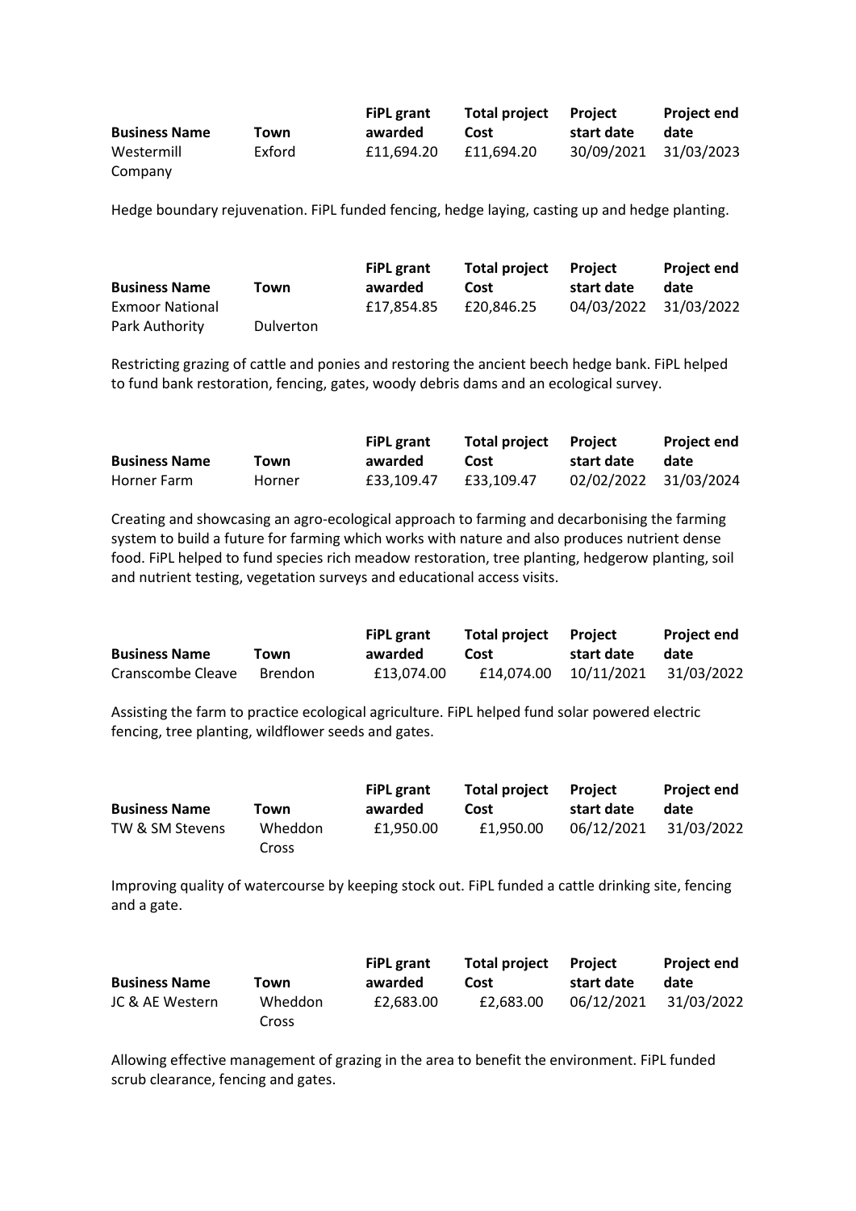| Business Name | Town | FiPL grant awarded | Total project Cost | Project start date | Project end date |
|---|---|---|---|---|---|
| Westermill Company | Exford | £11,694.20 | £11,694.20 | 30/09/2021 | 31/03/2023 |

Hedge boundary rejuvenation. FiPL funded fencing, hedge laying, casting up and hedge planting.

| Business Name | Town | FiPL grant awarded | Total project Cost | Project start date | Project end date |
|---|---|---|---|---|---|
| Exmoor National Park Authority | Dulverton | £17,854.85 | £20,846.25 | 04/03/2022 | 31/03/2022 |

Restricting grazing of cattle and ponies and restoring the ancient beech hedge bank. FiPL helped to fund bank restoration, fencing, gates, woody debris dams and an ecological survey.

| Business Name | Town | FiPL grant awarded | Total project Cost | Project start date | Project end date |
|---|---|---|---|---|---|
| Horner Farm | Horner | £33,109.47 | £33,109.47 | 02/02/2022 | 31/03/2024 |

Creating and showcasing an agro-ecological approach to farming and decarbonising the farming system to build a future for farming which works with nature and also produces nutrient dense food. FiPL helped to fund species rich meadow restoration, tree planting, hedgerow planting, soil and nutrient testing, vegetation surveys and educational access visits.

| Business Name | Town | FiPL grant awarded | Total project Cost | Project start date | Project end date |
|---|---|---|---|---|---|
| Cranscombe Cleave | Brendon | £13,074.00 | £14,074.00 | 10/11/2021 | 31/03/2022 |

Assisting the farm to practice ecological agriculture. FiPL helped fund solar powered electric fencing, tree planting, wildflower seeds and gates.

| Business Name | Town | FiPL grant awarded | Total project Cost | Project start date | Project end date |
|---|---|---|---|---|---|
| TW & SM Stevens | Wheddon Cross | £1,950.00 | £1,950.00 | 06/12/2021 | 31/03/2022 |

Improving quality of watercourse by keeping stock out. FiPL funded a cattle drinking site, fencing and a gate.

| Business Name | Town | FiPL grant awarded | Total project Cost | Project start date | Project end date |
|---|---|---|---|---|---|
| JC & AE Western | Wheddon Cross | £2,683.00 | £2,683.00 | 06/12/2021 | 31/03/2022 |

Allowing effective management of grazing in the area to benefit the environment. FiPL funded scrub clearance, fencing and gates.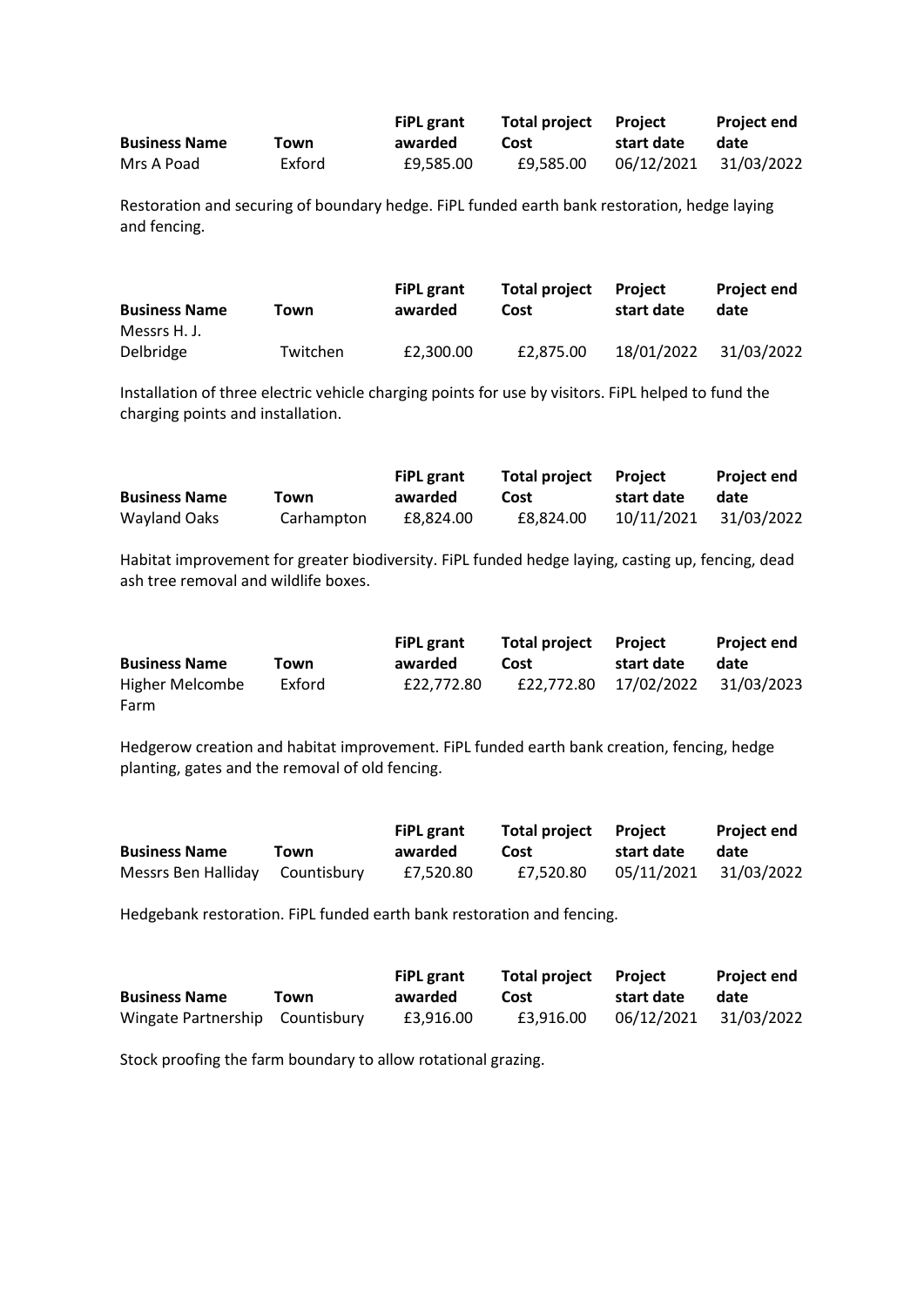| Business Name | Town | FiPL grant awarded | Total project Cost | Project start date | Project end date |
|---|---|---|---|---|---|
| Mrs A Poad | Exford | £9,585.00 | £9,585.00 | 06/12/2021 | 31/03/2022 |

Restoration and securing of boundary hedge. FiPL funded earth bank restoration, hedge laying and fencing.

| Business Name | Town | FiPL grant awarded | Total project Cost | Project start date | Project end date |
|---|---|---|---|---|---|
| Messrs H. J. Delbridge | Twitchen | £2,300.00 | £2,875.00 | 18/01/2022 | 31/03/2022 |

Installation of three electric vehicle charging points for use by visitors. FiPL helped to fund the charging points and installation.

| Business Name | Town | FiPL grant awarded | Total project Cost | Project start date | Project end date |
|---|---|---|---|---|---|
| Wayland Oaks | Carhampton | £8,824.00 | £8,824.00 | 10/11/2021 | 31/03/2022 |

Habitat improvement for greater biodiversity. FiPL funded hedge laying, casting up, fencing, dead ash tree removal and wildlife boxes.

| Business Name | Town | FiPL grant awarded | Total project Cost | Project start date | Project end date |
|---|---|---|---|---|---|
| Higher Melcombe Farm | Exford | £22,772.80 | £22,772.80 | 17/02/2022 | 31/03/2023 |

Hedgerow creation and habitat improvement. FiPL funded earth bank creation, fencing, hedge planting, gates and the removal of old fencing.

| Business Name | Town | FiPL grant awarded | Total project Cost | Project start date | Project end date |
|---|---|---|---|---|---|
| Messrs Ben Halliday | Countisbury | £7,520.80 | £7,520.80 | 05/11/2021 | 31/03/2022 |

Hedgebank restoration. FiPL funded earth bank restoration and fencing.

| Business Name | Town | FiPL grant awarded | Total project Cost | Project start date | Project end date |
|---|---|---|---|---|---|
| Wingate Partnership | Countisbury | £3,916.00 | £3,916.00 | 06/12/2021 | 31/03/2022 |

Stock proofing the farm boundary to allow rotational grazing.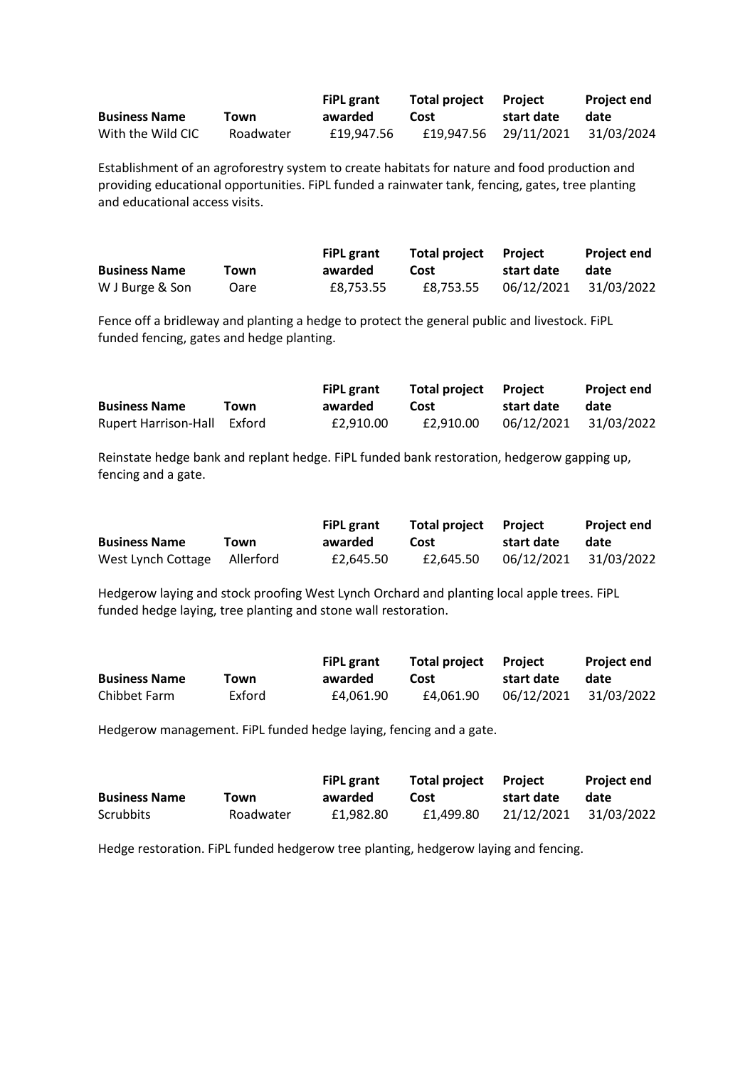| Business Name | Town | FiPL grant awarded | Total project Cost | Project start date | Project end date |
|---|---|---|---|---|---|
| With the Wild CIC | Roadwater | £19,947.56 | £19,947.56 | 29/11/2021 | 31/03/2024 |

Establishment of an agroforestry system to create habitats for nature and food production and providing educational opportunities. FiPL funded a rainwater tank, fencing, gates, tree planting and educational access visits.

| Business Name | Town | FiPL grant awarded | Total project Cost | Project start date | Project end date |
|---|---|---|---|---|---|
| W J Burge & Son | Oare | £8,753.55 | £8,753.55 | 06/12/2021 | 31/03/2022 |

Fence off a bridleway and planting a hedge to protect the general public and livestock. FiPL funded fencing, gates and hedge planting.

| Business Name | Town | FiPL grant awarded | Total project Cost | Project start date | Project end date |
|---|---|---|---|---|---|
| Rupert Harrison-Hall | Exford | £2,910.00 | £2,910.00 | 06/12/2021 | 31/03/2022 |

Reinstate hedge bank and replant hedge. FiPL funded bank restoration, hedgerow gapping up, fencing and a gate.

| Business Name | Town | FiPL grant awarded | Total project Cost | Project start date | Project end date |
|---|---|---|---|---|---|
| West Lynch Cottage | Allerford | £2,645.50 | £2,645.50 | 06/12/2021 | 31/03/2022 |

Hedgerow laying and stock proofing West Lynch Orchard and planting local apple trees. FiPL funded hedge laying, tree planting and stone wall restoration.

| Business Name | Town | FiPL grant awarded | Total project Cost | Project start date | Project end date |
|---|---|---|---|---|---|
| Chibbet Farm | Exford | £4,061.90 | £4,061.90 | 06/12/2021 | 31/03/2022 |

Hedgerow management. FiPL funded hedge laying, fencing and a gate.

| Business Name | Town | FiPL grant awarded | Total project Cost | Project start date | Project end date |
|---|---|---|---|---|---|
| Scrubbits | Roadwater | £1,982.80 | £1,499.80 | 21/12/2021 | 31/03/2022 |

Hedge restoration. FiPL funded hedgerow tree planting, hedgerow laying and fencing.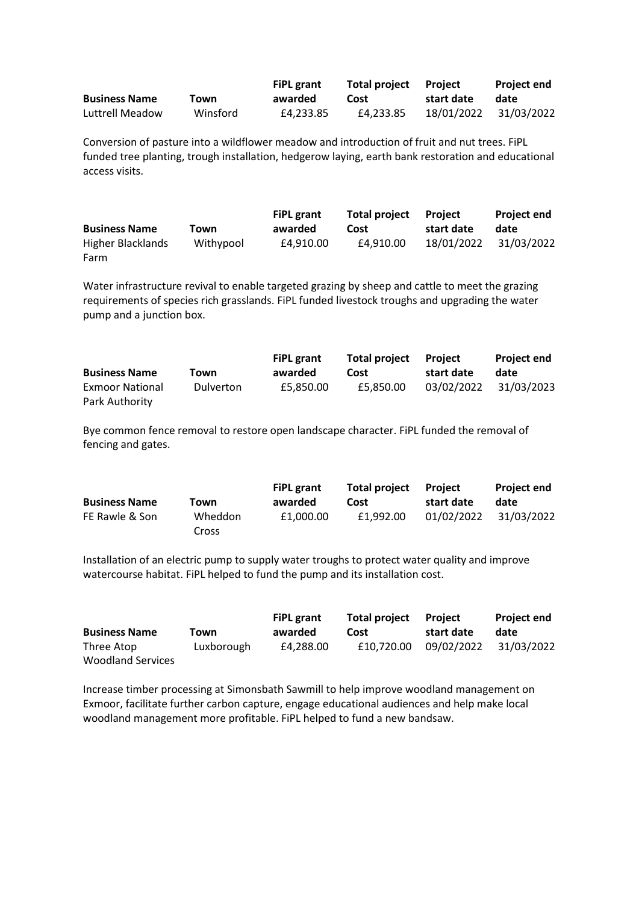| Business Name | Town | FiPL grant awarded | Total project Cost | Project start date | Project end date |
|---|---|---|---|---|---|
| Luttrell Meadow | Winsford | £4,233.85 | £4,233.85 | 18/01/2022 | 31/03/2022 |

Conversion of pasture into a wildflower meadow and introduction of fruit and nut trees. FiPL funded tree planting, trough installation, hedgerow laying, earth bank restoration and educational access visits.

| Business Name | Town | FiPL grant awarded | Total project Cost | Project start date | Project end date |
|---|---|---|---|---|---|
| Higher Blacklands Farm | Withypool | £4,910.00 | £4,910.00 | 18/01/2022 | 31/03/2022 |

Water infrastructure revival to enable targeted grazing by sheep and cattle to meet the grazing requirements of species rich grasslands. FiPL funded livestock troughs and upgrading the water pump and a junction box.

| Business Name | Town | FiPL grant awarded | Total project Cost | Project start date | Project end date |
|---|---|---|---|---|---|
| Exmoor National Park Authority | Dulverton | £5,850.00 | £5,850.00 | 03/02/2022 | 31/03/2023 |

Bye common fence removal to restore open landscape character. FiPL funded the removal of fencing and gates.

| Business Name | Town | FiPL grant awarded | Total project Cost | Project start date | Project end date |
|---|---|---|---|---|---|
| FE Rawle & Son | Wheddon Cross | £1,000.00 | £1,992.00 | 01/02/2022 | 31/03/2022 |

Installation of an electric pump to supply water troughs to protect water quality and improve watercourse habitat. FiPL helped to fund the pump and its installation cost.

| Business Name | Town | FiPL grant awarded | Total project Cost | Project start date | Project end date |
|---|---|---|---|---|---|
| Three Atop Woodland Services | Luxborough | £4,288.00 | £10,720.00 | 09/02/2022 | 31/03/2022 |

Increase timber processing at Simonsbath Sawmill to help improve woodland management on Exmoor, facilitate further carbon capture, engage educational audiences and help make local woodland management more profitable. FiPL helped to fund a new bandsaw.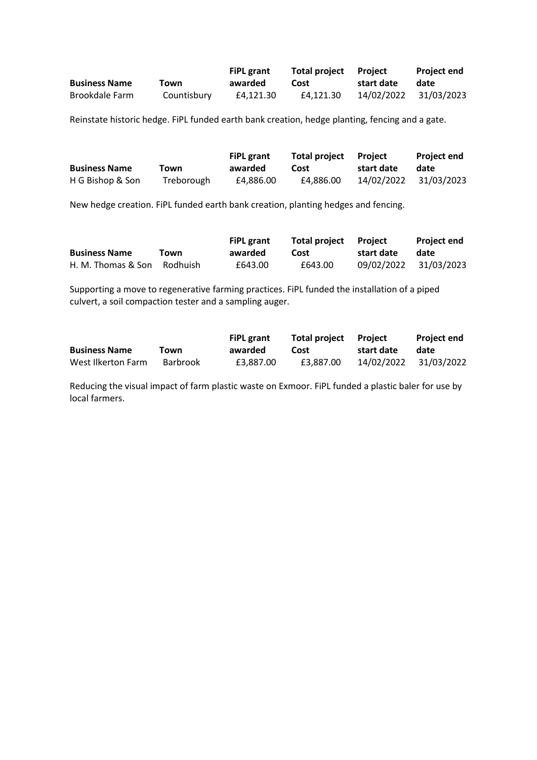| Business Name | Town | FiPL grant awarded | Total project Cost | Project start date | Project end date |
|---|---|---|---|---|---|
| Brookdale Farm | Countisbury | £4,121.30 | £4,121.30 | 14/02/2022 | 31/03/2023 |

Reinstate historic hedge. FiPL funded earth bank creation, hedge planting, fencing and a gate.

| Business Name | Town | FiPL grant awarded | Total project Cost | Project start date | Project end date |
|---|---|---|---|---|---|
| H G Bishop & Son | Treborough | £4,886.00 | £4,886.00 | 14/02/2022 | 31/03/2023 |

New hedge creation. FiPL funded earth bank creation, planting hedges and fencing.

| Business Name | Town | FiPL grant awarded | Total project Cost | Project start date | Project end date |
|---|---|---|---|---|---|
| H. M. Thomas & Son | Rodhuish | £643.00 | £643.00 | 09/02/2022 | 31/03/2023 |

Supporting a move to regenerative farming practices. FiPL funded the installation of a piped culvert, a soil compaction tester and a sampling auger.

| Business Name | Town | FiPL grant awarded | Total project Cost | Project start date | Project end date |
|---|---|---|---|---|---|
| West Ilkerton Farm | Barbrook | £3,887.00 | £3,887.00 | 14/02/2022 | 31/03/2022 |

Reducing the visual impact of farm plastic waste on Exmoor. FiPL funded a plastic baler for use by local farmers.